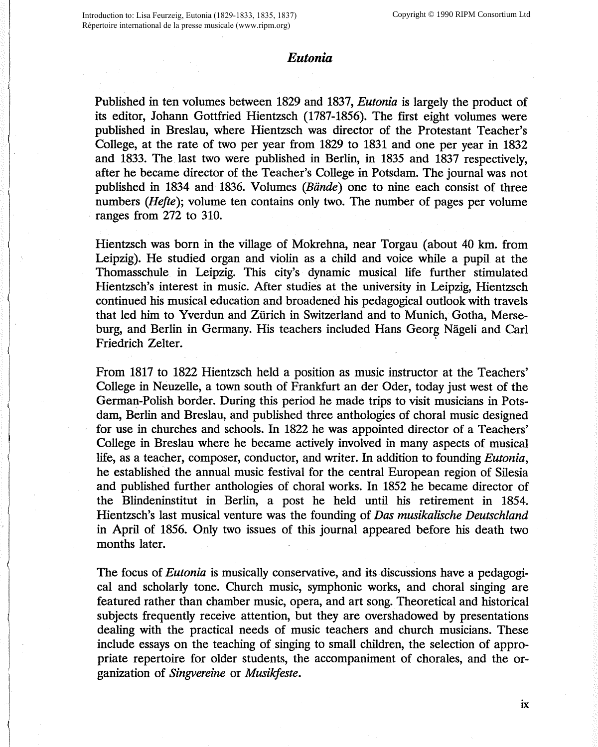# *Eutonia*

Published in ten volumes between 1829 and 1837, *Eutonia* is largely the product of its editor, Johann Gottfried Hientzsch (1787-1856). The first eight volumes were published in Breslau, where Hientzsch was director of the Protestant Teacher's College, at the rate of two per year from 1829 to 1831 and one per year in 1832 and 1833. The last two were published in Berlin, in 1835 and 1837 respectively, after he became director of the Teacher's College in Potsdam. The journal was not published in 1834 and 1836. Volumes (*Bände*) one to nine each consist of three numbers (*Hefte*); volume ten contains only two. The number of pages per volume ranges from 272 to 310.

Hientzsch was born in the village of Mokrehna, near Torgau (about 40 km. from Leipzig). He studied organ and violin as a child and voice while a pupil at the Thomasschule in Leipzig. This city's dynamic musical life further stimulated Hientzsch's interest in music. After studies at the university in Leipzig, Hientzsch continued his musical education and broadened his pedagogical outlook with travels that led him to Yverdun and Zürich in Switzerland and to Munich, Gotha, Merseburg, and Berlin in Germany. His teachers included Hans Georg Nägeli and Carl Friedrich Zelter.

From 1817 to 1822 Hientzsch held a position as music instructor at the Teachers' College in Neuzelle, a town south of Frankfurt an der Oder, today just west of the German-Polish border. During this period he made trips to visit musicians in Potsdam, Berlin and Breslau, and published three anthologies of choral music designed for use in churches and schools. In 1822 he was appointed director of a Teachers' College in Breslau where he became actively involved in many aspects of musical life, as a teacher, composer, conductor, and writer. In addition to founding *Eutonia*, he established the annual music festival for the central European region of Silesia and published further anthologies of choral works. In 1852 he became director of the Blindeninstitut in Berlin, a post he held until his retirement in 1854. Hientzsch's last musical venture was the founding of *Das musikalische Deutschland* in April of 1856. Only two issues of this journal appeared before his death two months later.

The focus of *Eutonia* is musically conservative, and its discussions have a pedagogical and scholarly tone. Church music, symphonic works, and choral singing are featured rather than chamber music, opera, and art song. Theoretical and historical subjects frequently receive attention, but they are overshadowed by presentations dealing with the practical needs of music teachers and church musicians. These include essays on the teaching of singing to small children, the selection of appropriate repertoire for older students, the accompaniment of chorales, and the organization of *Singvereine* or *Musikfeste*.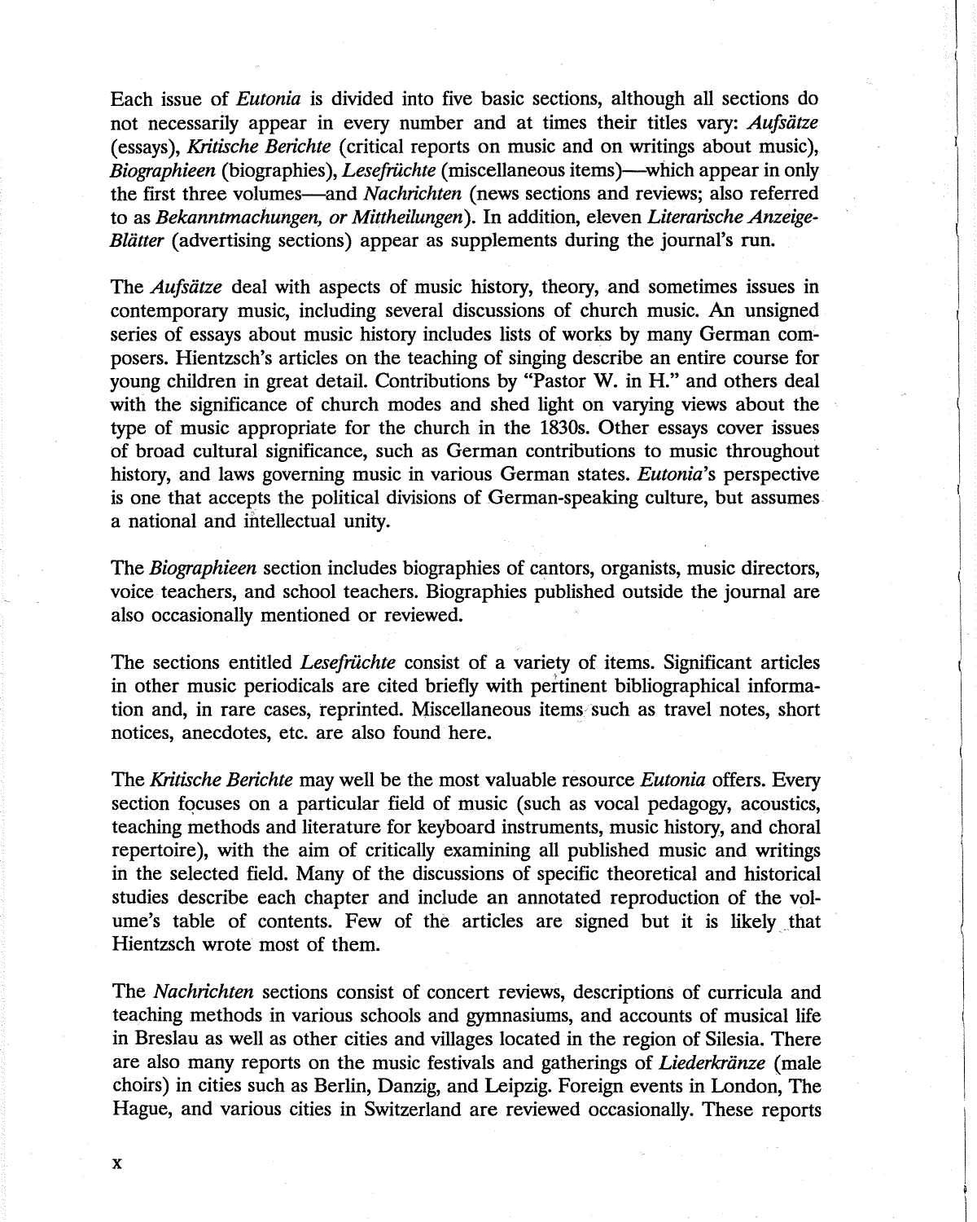Each issue of *Eutonia* is divided into five basic sections, although all sections do not necessarily appear in every number and at times their titles vary: *Aufsätze* (essays), *Kritische Berichte* (critical reports on music and on writings about music), *Biographieen* (biographies), *Lesefrüchte* (miscellaneous items)—which appear in only the first three volumes—and *Nachrichten* (news sections and reviews; also referred to as *Bekanntmachungen, or Mittheilungen*). In addition, eleven *Literarische Anzeige-Blätter* (advertising sections) appear as supplements during the journal's run.

The *Aufsätze* deal with aspects of music history, theory, and sometimes issues in contemporary music, including several discussions of church music. An unsigned series of essays about music history includes lists of works by many German composers. Hientzsch's articles on the teaching of singing describe an entire course for young children in great detail. Contributions by "Pastor W. in H." and others deal with the significance of church modes and shed light on varying views about the type of music appropriate for the church in the 1830s. Other essays cover issues of broad cultural significance, such as German contributions to music throughout history, and laws governing music in various German states. *Eutonia*'s perspective is one that accepts the political divisions of German-speaking culture, but assumes a national and intellectual unity.

The *Biographieen* section includes biographies of cantors, organists, music directors, voice teachers, and school teachers. Biographies published outside the journal are also occasionally mentioned or reviewed.

The sections entitled *Lesefrüchte* consist of a variety of items. Significant articles in other music periodicals are cited briefly with pertinent bibliographical information and, in rare cases, reprinted. Miscellaneous items such as travel notes, short notices, anecdotes, etc. are also found here.

The *Kritische Berichte* may well be the most valuable resource *Eutonia* offers. Every section focuses on a particular field of music (such as vocal pedagogy, acoustics, teaching methods and literature for keyboard instruments, music history, and choral repertoire), with the aim of critically examining all published music and writings in the selected field. Many of the discussions of specific theoretical and historical studies describe each chapter and include an annotated reproduction of the volume's table of contents. Few of the articles are signed but it is likely that Hientzsch wrote most of them.

The *Nachrichten* sections consist of concert reviews, descriptions of curricula and teaching methods in various schools and gymnasiums, and accounts of musical life in Breslau as well as other cities and villages located in the region of Silesia. There are also many reports on the music festivals and gatherings of *Liederkränze* (male choirs) in cities such as Berlin, Danzig, and Leipzig. Foreign events in London, The Hague, and various cities in Switzerland are reviewed occasionally. These reports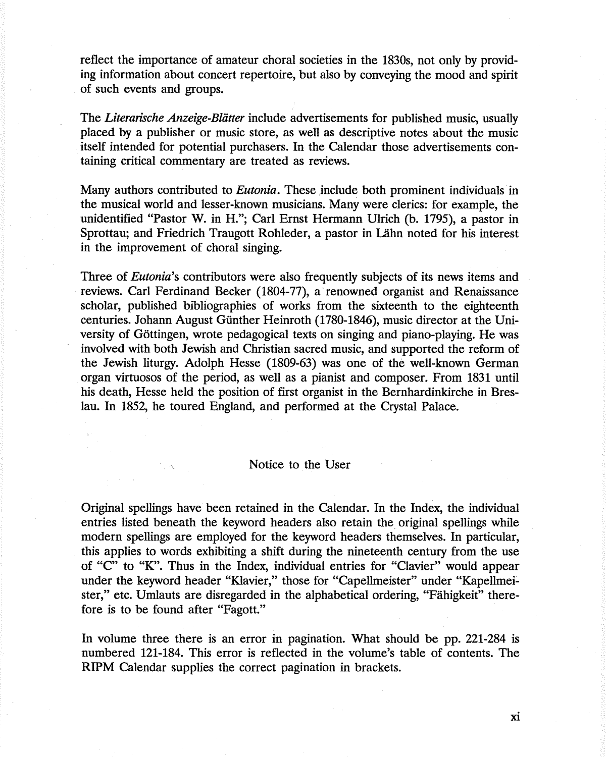reflect the importance of amateur choral societies in the 1830s, not only by providing information about concert repertoire, but also by conveying the mood and spirit of such events and groups.

The *Literarische Anzeige-Blätter* include advertisements for published music, usually placed by a publisher or music store, as well as descriptive notes about the music itself intended for potential purchasers. In the Calendar those advertisements containing critical commentary are treated as reviews.

Many authors contributed to *Eutonia*. These include both prominent individuals in the musical world and lesser-known musicians. Many were clerics: for example, the unidentified "Pastor W. in H."; Carl Ernst Hermann Ulrich (b. 1795), a pastor in Sprottau; and Friedrich Traugott Rohleder, a pastor in Lähn noted for his interest in the improvement of choral singing.

Three of *Eutonia*'s contributors were also frequently subjects of its news items and reviews. Carl Ferdinand Becker (1804-77), a renowned organist and Renaissance scholar, published bibliographies of works from the sixteenth to the eighteenth centuries. Johann August Günther Heinroth (1780-1846), music director at the University of Göttingen, wrote pedagogical texts on singing and piano-playing. He was involved with both Jewish and Christian sacred music, and supported the reform of the Jewish liturgy. Adolph Hesse (1809-63) was one of the well-known German organ virtuosos of the period, as well as a pianist and composer. From 1831 until his death, Hesse held the position of first organist in the Bernhardinkirche in Breslau. In 1852, he toured England, and performed at the Crystal Palace.

## Notice to the User

Original spellings have been retained in the Calendar. In the Index, the individual entries listed beneath the keyword headers also retain the original spellings while modern spellings are employed for the keyword headers themselves. In particular, this applies to words exhibiting a shift during the nineteenth century from the use of "C" to "K". Thus in the Index, individual entries for "Clavier" would appear under the keyword header "Klavier," those for "Capellmeister" under "Kapellmeister," etc. Umlauts are disregarded in the alphabetical ordering, "Fähigkeit" therefore is to be found after "Fagott."

In volume three there is an error in pagination. What should be pp. 221-284 is numbered 121-184. This error is reflected in the volume's table of contents. The RIPM Calendar supplies the correct pagination in brackets.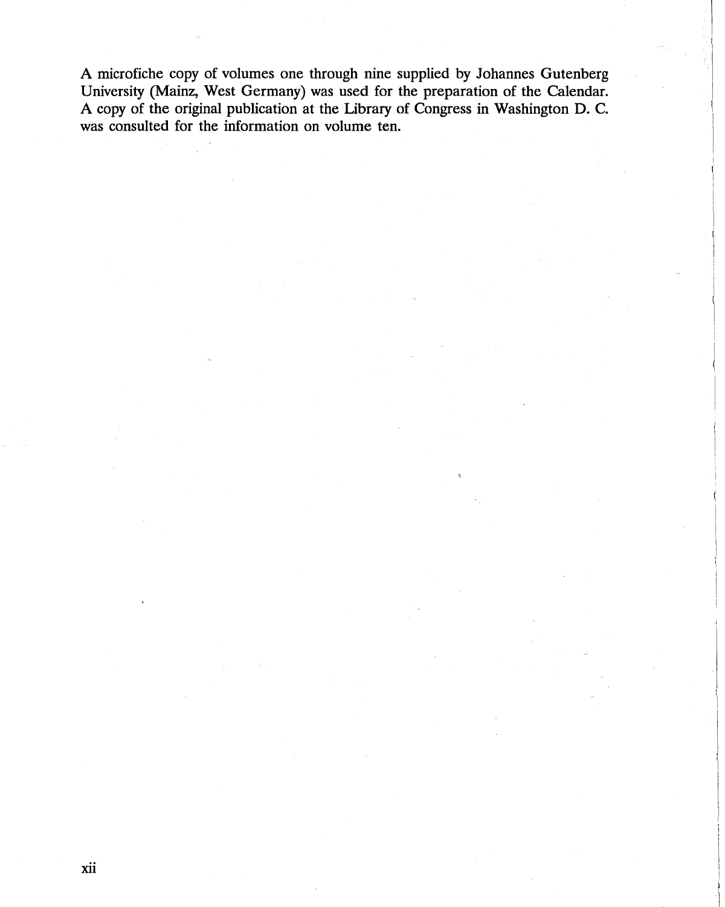A microfiche copy of volumes one through nine supplied by Johannes Gutenberg University (Mainz, West Germany) was used for the preparation of the Calendar. A copy of the original publication at the Library of Congress in Washington D. C. was consulted for the information on volume ten.